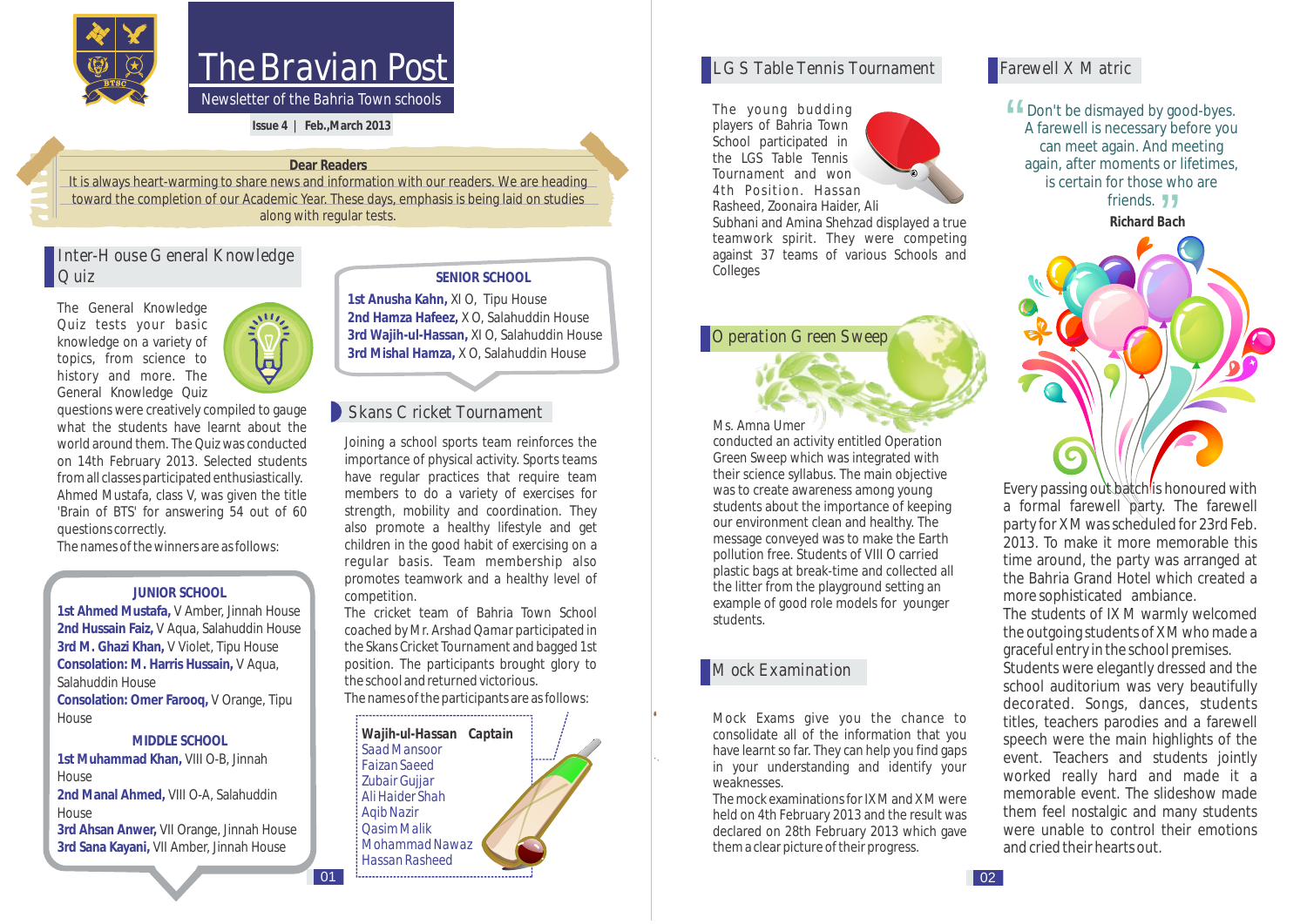# The Bravian Post

Newsletter of the Bahria Town schools

**Issue 4 | Feb.,March 2013**

**Dear Readers**

It is always heart-warming to share news and information with our readers. We are heading toward the completion of our Academic Year. These days, emphasis is being laid on studies along with regular tests.

## Inter-House General Knowledge Quiz

The General Knowledge Quiz tests your basic knowledge on a variety of topics, from science to history and more. The General Knowledge Quiz questions were creatively compiled to gauge what the students have learnt about the world around them. The Quiz was conducted on 14th February 2013. Selected students from all classes participated enthusiastically. Ahmed Mustafa, class V, was given the title 'Brain of BTS' for answering 54 out of 60 questions correctly.

The names of the winners are as follows:

**JUNIOR SCHOOL**

**1st Ahmed Mustafa,** V Amber, Jinnah House
**2nd Hussain Faiz,** V Aqua, Salahuddin House
**3rd M. Ghazi Khan,** V Violet, Tipu House
**Consolation: M. Harris Hussain,** V Aqua, Salahuddin House
**Consolation: Omer Farooq,** V Orange, Tipu House

**MIDDLE SCHOOL**

**1st Muhammad Khan,** VIII O-B, Jinnah House
**2nd Manal Ahmed,** VIII O-A, Salahuddin House
**3rd Ahsan Anwer,** VII Orange, Jinnah House
**3rd Sana Kayani,** VII Amber, Jinnah House

**SENIOR SCHOOL**

**1st Anusha Kahn,** XI O, Tipu House
**2nd Hamza Hafeez,** X O, Salahuddin House
**3rd Wajih-ul-Hassan,** XI O, Salahuddin House
**3rd Mishal Hamza,** X O, Salahuddin House

## Skans Cricket Tournament

Joining a school sports team reinforces the importance of physical activity. Sports teams have regular practices that require team members to do a variety of exercises for strength, mobility and coordination. They also promote a healthy lifestyle and get children in the good habit of exercising on a regular basis. Team membership also promotes teamwork and a healthy level of competition.

The cricket team of Bahria Town School coached by Mr. Arshad Qamar participated in the Skans Cricket Tournament and bagged 1st position. The participants brought glory to the school and returned victorious.

The names of the participants are as follows:

**Wajih-ul-Hassan Captain**
Saad Mansoor
Faizan Saeed
Zubair Gujjar
Ali Haider Shah
Aqib Nazir
Qasim Malik
Mohammad Nawaz
Hassan Rasheed

## LGS Table Tennis Tournament

The young budding players of Bahria Town School participated in the LGS Table Tennis Tournament and won 4th Position. Hassan Rasheed, Zoonaira Haider, Ali Subhani and Amina Shehzad displayed a true teamwork spirit. They were competing against 37 teams of various Schools and Colleges

## Operation Green Sweep

Ms. Amna Umer conducted an activity entitled Operation Green Sweep which was integrated with their science syllabus. The main objective was to create awareness among young students about the importance of keeping our environment clean and healthy. The message conveyed was to make the Earth pollution free. Students of VIII O carried plastic bags at break-time and collected all the litter from the playground setting an example of good role models for younger students.

## Mock Examination

Mock Exams give you the chance to consolidate all of the information that you have learnt so far. They can help you find gaps in your understanding and identify your weaknesses.

The mock examinations for IX M and X M were held on 4th February 2013 and the result was declared on 28th February 2013 which gave them a clear picture of their progress.

## Farewell X Matric

"Don't be dismayed by good-byes. A farewell is necessary before you can meet again. And meeting again, after moments or lifetimes, is certain for those who are friends."

**Richard Bach**

Every passing out batch is honoured with a formal farewell party. The farewell party for X M was scheduled for 23rd Feb. 2013. To make it more memorable this time around, the party was arranged at the Bahria Grand Hotel which created a more sophisticated ambiance.

The students of IX M warmly welcomed the outgoing students of X M who made a graceful entry in the school premises. Students were elegantly dressed and the school auditorium was very beautifully decorated. Songs, dances, students titles, teachers parodies and a farewell speech were the main highlights of the event. Teachers and students jointly worked really hard and made it a memorable event. The slideshow made them feel nostalgic and many students were unable to control their emotions and cried their hearts out.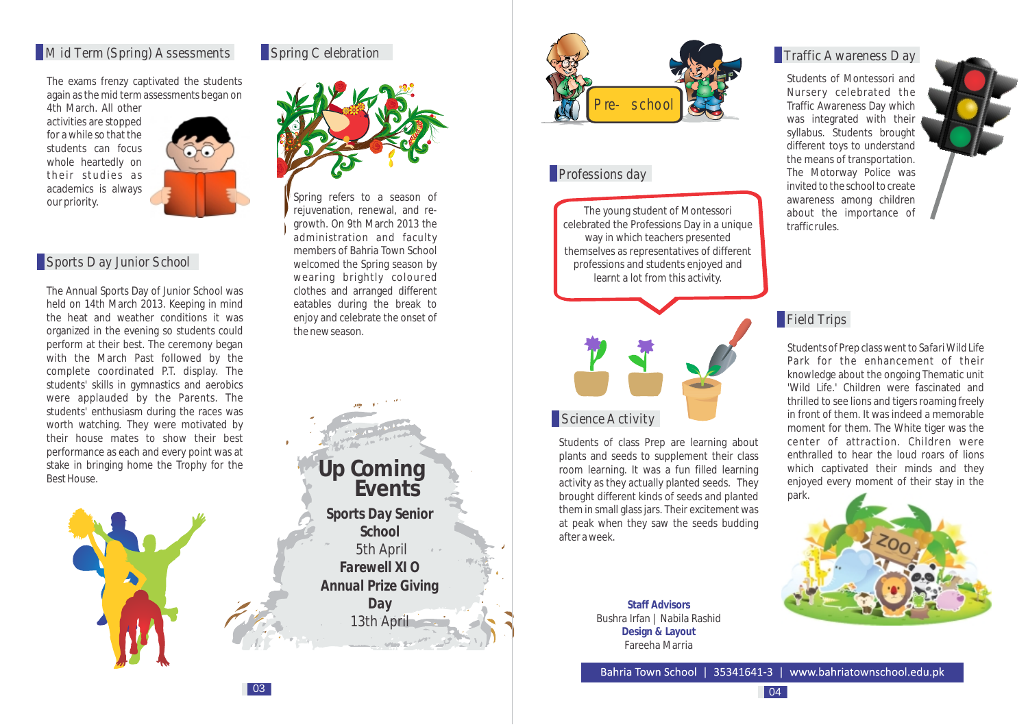## Mid Term (Spring) Assessments

The exams frenzy captivated the students again as the mid term assessments began on 4th March. All other activities are stopped for a while so that the students can focus whole heartedly on their studies as academics is always our priority.

## Sports Day Junior School

The Annual Sports Day of Junior School was held on 14th March 2013. Keeping in mind the heat and weather conditions it was organized in the evening so students could perform at their best. The ceremony began with the March Past followed by the complete coordinated P.T. display. The students' skills in gymnastics and aerobics were applauded by the Parents. The students' enthusiasm during the races was worth watching. They were motivated by their house mates to show their best performance as each and every point was at stake in bringing home the Trophy for the Best House.

## Spring Celebration

Spring refers to a season of rejuvenation, renewal, and re-growth. On 9th March 2013 the administration and faculty members of Bahria Town School welcomed the Spring season by wearing brightly coloured clothes and arranged different eatables during the break to enjoy and celebrate the onset of the new season.

## Up Coming Events

**Sports Day Senior School**
5th April
**Farewell XI O**
**Annual Prize Giving Day**
13th April

# Pre- school

## Professions day

The young student of Montessori celebrated the Professions Day in a unique way in which teachers presented themselves as representatives of different professions and students enjoyed and learnt a lot from this activity.

## Science Activity

Students of class Prep are learning about plants and seeds to supplement their class room learning. It was a fun filled learning activity as they actually planted seeds. They brought different kinds of seeds and planted them in small glass jars. Their excitement was at peak when they saw the seeds budding after a week.

## Traffic Awareness Day

Students of Montessori and Nursery celebrated the Traffic Awareness Day which was integrated with their syllabus. Students brought different toys to understand the means of transportation. The Motorway Police was invited to the school to create awareness among children about the importance of traffic rules.

## Field Trips

Students of Prep class went to Safari Wild Life Park for the enhancement of their knowledge about the ongoing Thematic unit 'Wild Life.' Children were fascinated and thrilled to see lions and tigers roaming freely in front of them. It was indeed a memorable moment for them. The White tiger was the center of attraction. Children were enthralled to hear the loud roars of lions which captivated their minds and they enjoyed every moment of their stay in the park.

ZOO

**Staff Advisors**
Bushra Irfan | Nabila Rashid
**Design & Layout**
Fareeha Marria

Bahria Town School | 35341641-3 | www.bahriatownschool.edu.pk